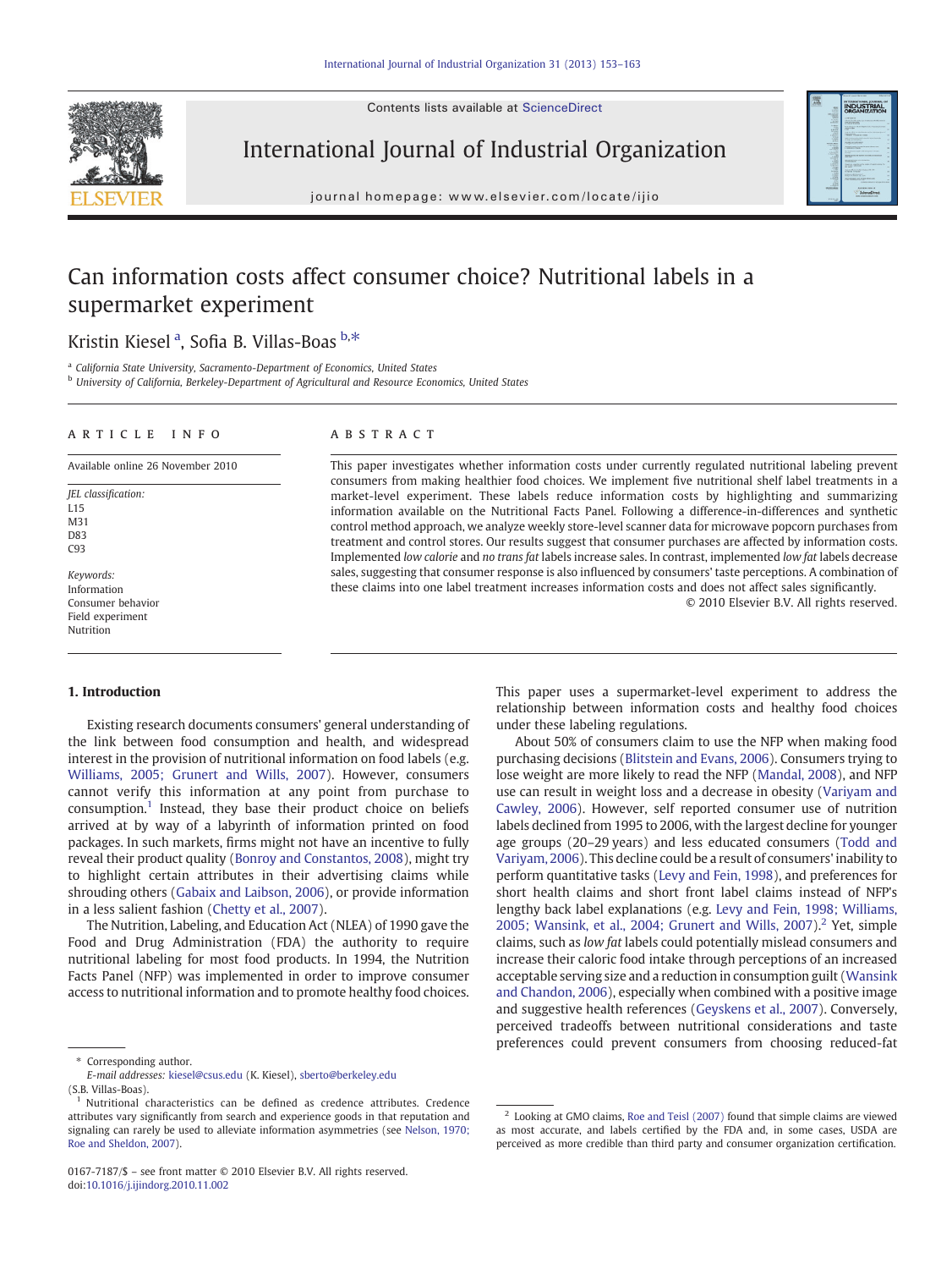# Can information costs affect consumer choice? Nutritional labels in a supermarket experiment

Kristin Kiesel [a], Sofia B. Villas-Boas [b,*]

[a] California State University, Sacramento-Department of Economics, United States

[b] University of California, Berkeley-Department of Agricultural and Resource Economics, United States

## ARTICLE INFO

Available online 26 November 2010

*JEL classification:*
L15
M31
D83
C93

*Keywords:*
Information
Consumer behavior
Field experiment
Nutrition

## ABSTRACT

This paper investigates whether information costs under currently regulated nutritional labeling prevent consumers from making healthier food choices. We implement five nutritional shelf label treatments in a market-level experiment. These labels reduce information costs by highlighting and summarizing information available on the Nutritional Facts Panel. Following a difference-in-differences and synthetic control method approach, we analyze weekly store-level scanner data for microwave popcorn purchases from treatment and control stores. Our results suggest that consumer purchases are affected by information costs. Implemented *low calorie* and *no trans fat* labels increase sales. In contrast, implemented *low fat* labels decrease sales, suggesting that consumer response is also influenced by consumers' taste perceptions. A combination of these claims into one label treatment increases information costs and does not affect sales significantly.

© 2010 Elsevier B.V. All rights reserved.

## 1. Introduction

Existing research documents consumers' general understanding of the link between food consumption and health, and widespread interest in the provision of nutritional information on food labels (e.g. Williams, 2005; Grunert and Wills, 2007). However, consumers cannot verify this information at any point from purchase to consumption.[1] Instead, they base their product choice on beliefs arrived at by way of a labyrinth of information printed on food packages. In such markets, firms might not have an incentive to fully reveal their product quality (Bonroy and Constantos, 2008), might try to highlight certain attributes in their advertising claims while shrouding others (Gabaix and Laibson, 2006), or provide information in a less salient fashion (Chetty et al., 2007).

The Nutrition, Labeling, and Education Act (NLEA) of 1990 gave the Food and Drug Administration (FDA) the authority to require nutritional labeling for most food products. In 1994, the Nutrition Facts Panel (NFP) was implemented in order to improve consumer access to nutritional information and to promote healthy food choices. This paper uses a supermarket-level experiment to address the relationship between information costs and healthy food choices under these labeling regulations.

About 50% of consumers claim to use the NFP when making food purchasing decisions (Blitstein and Evans, 2006). Consumers trying to lose weight are more likely to read the NFP (Mandal, 2008), and NFP use can result in weight loss and a decrease in obesity (Variyam and Cawley, 2006). However, self reported consumer use of nutrition labels declined from 1995 to 2006, with the largest decline for younger age groups (20–29 years) and less educated consumers (Todd and Variyam, 2006). This decline could be a result of consumers' inability to perform quantitative tasks (Levy and Fein, 1998), and preferences for short health claims and short front label claims instead of NFP's lengthy back label explanations (e.g. Levy and Fein, 1998; Williams, 2005; Wansink, et al., 2004; Grunert and Wills, 2007).[2] Yet, simple claims, such as *low fat* labels could potentially mislead consumers and increase their caloric food intake through perceptions of an increased acceptable serving size and a reduction in consumption guilt (Wansink and Chandon, 2006), especially when combined with a positive image and suggestive health references (Geyskens et al., 2007). Conversely, perceived tradeoffs between nutritional considerations and taste preferences could prevent consumers from choosing reduced-fat

---

* Corresponding author.
*E-mail addresses:* kiesel@csus.edu (K. Kiesel), sberto@berkeley.edu (S.B. Villas-Boas).

[1] Nutritional characteristics can be defined as credence attributes. Credence attributes vary significantly from search and experience goods in that reputation and signaling can rarely be used to alleviate information asymmetries (see Nelson, 1970; Roe and Sheldon, 2007).

[2] Looking at GMO claims, Roe and Teisl (2007) found that simple claims are viewed as most accurate, and labels certified by the FDA and, in some cases, USDA are perceived as more credible than third party and consumer organization certification.

0167-7187/$ – see front matter © 2010 Elsevier B.V. All rights reserved.
doi:10.1016/j.ijindorg.2010.11.002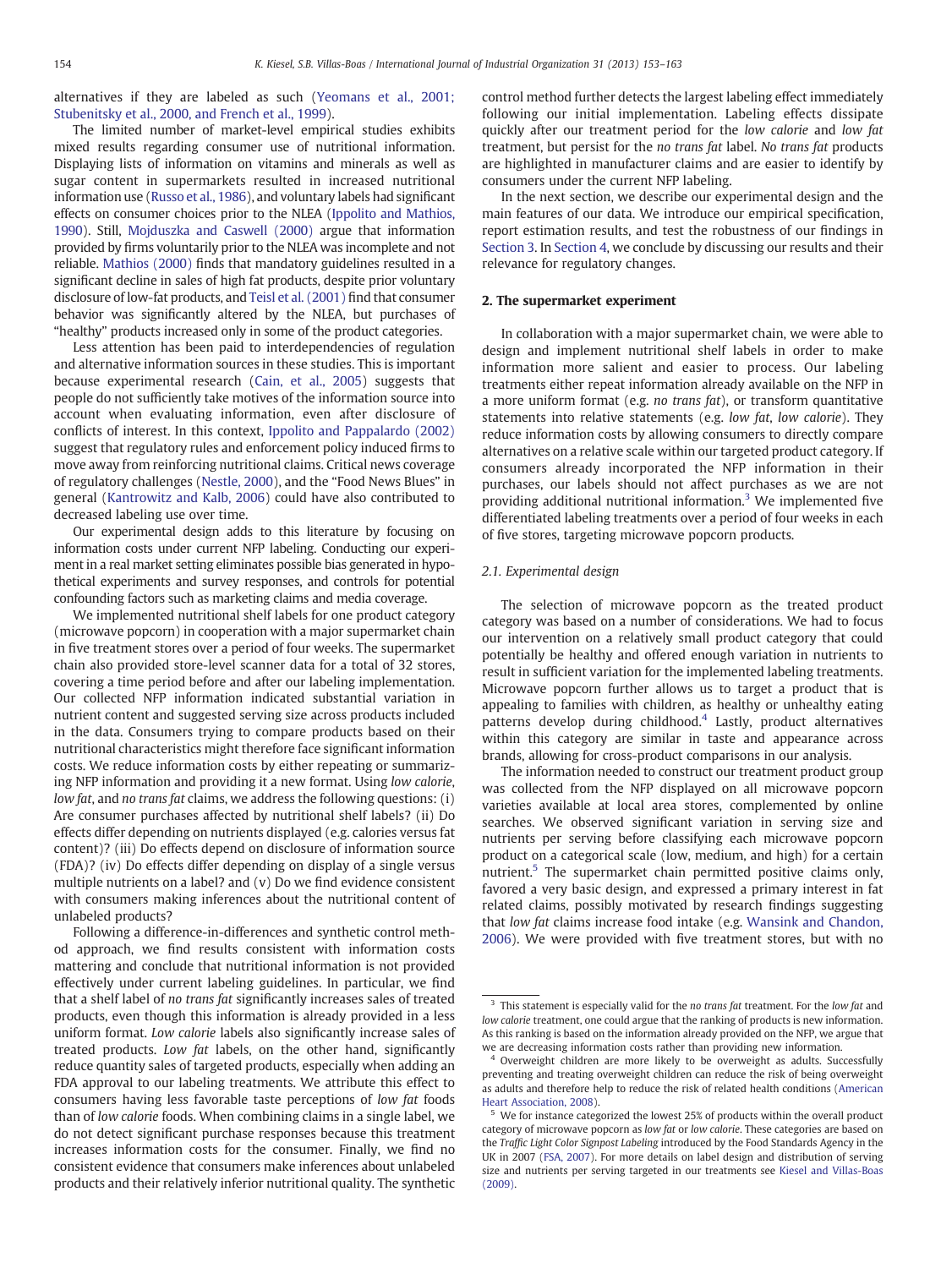alternatives if they are labeled as such (Yeomans et al., 2001; Stubenitsky et al., 2000, and French et al., 1999).

The limited number of market-level empirical studies exhibits mixed results regarding consumer use of nutritional information. Displaying lists of information on vitamins and minerals as well as sugar content in supermarkets resulted in increased nutritional information use (Russo et al., 1986), and voluntary labels had significant effects on consumer choices prior to the NLEA (Ippolito and Mathios, 1990). Still, Mojduszka and Caswell (2000) argue that information provided by firms voluntarily prior to the NLEA was incomplete and not reliable. Mathios (2000) finds that mandatory guidelines resulted in a significant decline in sales of high fat products, despite prior voluntary disclosure of low-fat products, and Teisl et al. (2001) find that consumer behavior was significantly altered by the NLEA, but purchases of "healthy" products increased only in some of the product categories.

Less attention has been paid to interdependencies of regulation and alternative information sources in these studies. This is important because experimental research (Cain, et al., 2005) suggests that people do not sufficiently take motives of the information source into account when evaluating information, even after disclosure of conflicts of interest. In this context, Ippolito and Pappalardo (2002) suggest that regulatory rules and enforcement policy induced firms to move away from reinforcing nutritional claims. Critical news coverage of regulatory challenges (Nestle, 2000), and the "Food News Blues" in general (Kantrowitz and Kalb, 2006) could have also contributed to decreased labeling use over time.

Our experimental design adds to this literature by focusing on information costs under current NFP labeling. Conducting our experiment in a real market setting eliminates possible bias generated in hypothetical experiments and survey responses, and controls for potential confounding factors such as marketing claims and media coverage.

We implemented nutritional shelf labels for one product category (microwave popcorn) in cooperation with a major supermarket chain in five treatment stores over a period of four weeks. The supermarket chain also provided store-level scanner data for a total of 32 stores, covering a time period before and after our labeling implementation. Our collected NFP information indicated substantial variation in nutrient content and suggested serving size across products included in the data. Consumers trying to compare products based on their nutritional characteristics might therefore face significant information costs. We reduce information costs by either repeating or summarizing NFP information and providing it a new format. Using *low calorie*, *low fat*, and *no trans fat* claims, we address the following questions: (i) Are consumer purchases affected by nutritional shelf labels? (ii) Do effects differ depending on nutrients displayed (e.g. calories versus fat content)? (iii) Do effects depend on disclosure of information source (FDA)? (iv) Do effects differ depending on display of a single versus multiple nutrients on a label? and (v) Do we find evidence consistent with consumers making inferences about the nutritional content of unlabeled products?

Following a difference-in-differences and synthetic control method approach, we find results consistent with information costs mattering and conclude that nutritional information is not provided effectively under current labeling guidelines. In particular, we find that a shelf label of *no trans fat* significantly increases sales of treated products, even though this information is already provided in a less uniform format. *Low calorie* labels also significantly increase sales of treated products. *Low fat* labels, on the other hand, significantly reduce quantity sales of targeted products, especially when adding an FDA approval to our labeling treatments. We attribute this effect to consumers having less favorable taste perceptions of *low fat* foods than of *low calorie* foods. When combining claims in a single label, we do not detect significant purchase responses because this treatment increases information costs for the consumer. Finally, we find no consistent evidence that consumers make inferences about unlabeled products and their relatively inferior nutritional quality. The synthetic control method further detects the largest labeling effect immediately following our initial implementation. Labeling effects dissipate quickly after our treatment period for the *low calorie* and *low fat* treatment, but persist for the *no trans fat* label. *No trans fat* products are highlighted in manufacturer claims and are easier to identify by consumers under the current NFP labeling.

In the next section, we describe our experimental design and the main features of our data. We introduce our empirical specification, report estimation results, and test the robustness of our findings in Section 3. In Section 4, we conclude by discussing our results and their relevance for regulatory changes.

## 2. The supermarket experiment

In collaboration with a major supermarket chain, we were able to design and implement nutritional shelf labels in order to make information more salient and easier to process. Our labeling treatments either repeat information already available on the NFP in a more uniform format (e.g. *no trans fat*), or transform quantitative statements into relative statements (e.g. *low fat*, *low calorie*). They reduce information costs by allowing consumers to directly compare alternatives on a relative scale within our targeted product category. If consumers already incorporated the NFP information in their purchases, our labels should not affect purchases as we are not providing additional nutritional information.[3] We implemented five differentiated labeling treatments over a period of four weeks in each of five stores, targeting microwave popcorn products.

### 2.1. Experimental design

The selection of microwave popcorn as the treated product category was based on a number of considerations. We had to focus our intervention on a relatively small product category that could potentially be healthy and offered enough variation in nutrients to result in sufficient variation for the implemented labeling treatments. Microwave popcorn further allows us to target a product that is appealing to families with children, as healthy or unhealthy eating patterns develop during childhood.[4] Lastly, product alternatives within this category are similar in taste and appearance across brands, allowing for cross-product comparisons in our analysis.

The information needed to construct our treatment product group was collected from the NFP displayed on all microwave popcorn varieties available at local area stores, complemented by online searches. We observed significant variation in serving size and nutrients per serving before classifying each microwave popcorn product on a categorical scale (low, medium, and high) for a certain nutrient.[5] The supermarket chain permitted positive claims only, favored a very basic design, and expressed a primary interest in fat related claims, possibly motivated by research findings suggesting that *low fat* claims increase food intake (e.g. Wansink and Chandon, 2006). We were provided with five treatment stores, but with no

---

[3] This statement is especially valid for the *no trans fat* treatment. For the *low fat* and *low calorie* treatment, one could argue that the ranking of products is new information. As this ranking is based on the information already provided on the NFP, we argue that we are decreasing information costs rather than providing new information.

[4] Overweight children are more likely to be overweight as adults. Successfully preventing and treating overweight children can reduce the risk of being overweight as adults and therefore help to reduce the risk of related health conditions (American Heart Association, 2008).

[5] We for instance categorized the lowest 25% of products within the overall product category of microwave popcorn as *low fat* or *low calorie*. These categories are based on the *Traffic Light Color Signpost Labeling* introduced by the Food Standards Agency in the UK in 2007 (FSA, 2007). For more details on label design and distribution of serving size and nutrients per serving targeted in our treatments see Kiesel and Villas-Boas (2009).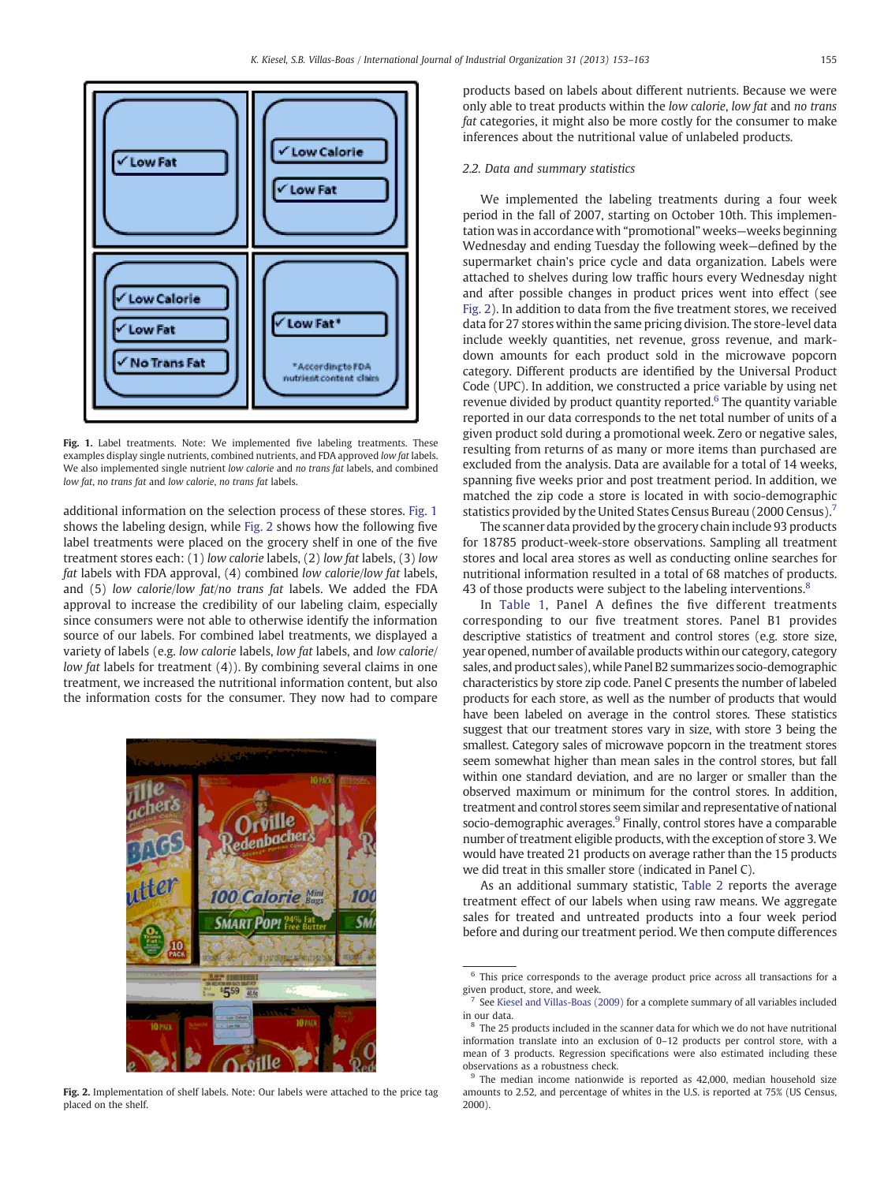Fig. 1. Label treatments. Note: We implemented five labeling treatments. These examples display single nutrients, combined nutrients, and FDA approved *low fat* labels. We also implemented single nutrient *low calorie* and *no trans fat* labels, and combined *low fat*, *no trans fat* and *low calorie*, *no trans fat* labels.

additional information on the selection process of these stores. Fig. 1 shows the labeling design, while Fig. 2 shows how the following five label treatments were placed on the grocery shelf in one of the five treatment stores each: (1) *low calorie* labels, (2) *low fat* labels, (3) *low fat* labels with FDA approval, (4) combined *low calorie*/*low fat* labels, and (5) *low calorie*/*low fat*/*no trans fat* labels. We added the FDA approval to increase the credibility of our labeling claim, especially since consumers were not able to otherwise identify the information source of our labels. For combined label treatments, we displayed a variety of labels (e.g. *low calorie* labels, *low fat* labels, and *low calorie*/*low fat* labels for treatment (4)). By combining several claims in one treatment, we increased the nutritional information content, but also the information costs for the consumer. They now had to compare products based on labels about different nutrients. Because we were only able to treat products within the *low calorie*, *low fat* and *no trans fat* categories, it might also be more costly for the consumer to make inferences about the nutritional value of unlabeled products.

Fig. 2. Implementation of shelf labels. Note: Our labels were attached to the price tag placed on the shelf.

### 2.2. Data and summary statistics

We implemented the labeling treatments during a four week period in the fall of 2007, starting on October 10th. This implementation was in accordance with "promotional" weeks—weeks beginning Wednesday and ending Tuesday the following week—defined by the supermarket chain's price cycle and data organization. Labels were attached to shelves during low traffic hours every Wednesday night and after possible changes in product prices went into effect (see Fig. 2). In addition to data from the five treatment stores, we received data for 27 stores within the same pricing division. The store-level data include weekly quantities, net revenue, gross revenue, and markdown amounts for each product sold in the microwave popcorn category. Different products are identified by the Universal Product Code (UPC). In addition, we constructed a price variable by using net revenue divided by product quantity reported.[6] The quantity variable reported in our data corresponds to the net total number of units of a given product sold during a promotional week. Zero or negative sales, resulting from returns of as many or more items than purchased are excluded from the analysis. Data are available for a total of 14 weeks, spanning five weeks prior and post treatment period. In addition, we matched the zip code a store is located in with socio-demographic statistics provided by the United States Census Bureau (2000 Census).[7]

The scanner data provided by the grocery chain include 93 products for 18785 product-week-store observations. Sampling all treatment stores and local area stores as well as conducting online searches for nutritional information resulted in a total of 68 matches of products. 43 of those products were subject to the labeling interventions.[8]

In Table 1, Panel A defines the five different treatments corresponding to our five treatment stores. Panel B1 provides descriptive statistics of treatment and control stores (e.g. store size, year opened, number of available products within our category, category sales, and product sales), while Panel B2 summarizes socio-demographic characteristics by store zip code. Panel C presents the number of labeled products for each store, as well as the number of products that would have been labeled on average in the control stores. These statistics suggest that our treatment stores vary in size, with store 3 being the smallest. Category sales of microwave popcorn in the treatment stores seem somewhat higher than mean sales in the control stores, but fall within one standard deviation, and are no larger or smaller than the observed maximum or minimum for the control stores. In addition, treatment and control stores seem similar and representative of national socio-demographic averages.[9] Finally, control stores have a comparable number of treatment eligible products, with the exception of store 3. We would have treated 21 products on average rather than the 15 products we did treat in this smaller store (indicated in Panel C).

As an additional summary statistic, Table 2 reports the average treatment effect of our labels when using raw means. We aggregate sales for treated and untreated products into a four week period before and during our treatment period. We then compute differences

[6] This price corresponds to the average product price across all transactions for a given product, store, and week.

[7] See Kiesel and Villas-Boas (2009) for a complete summary of all variables included in our data.

[8] The 25 products included in the scanner data for which we do not have nutritional information translate into an exclusion of 0–12 products per control store, with a mean of 3 products. Regression specifications were also estimated including these observations as a robustness check.

[9] The median income nationwide is reported as 42,000, median household size amounts to 2.52, and percentage of whites in the U.S. is reported at 75% (US Census, 2000).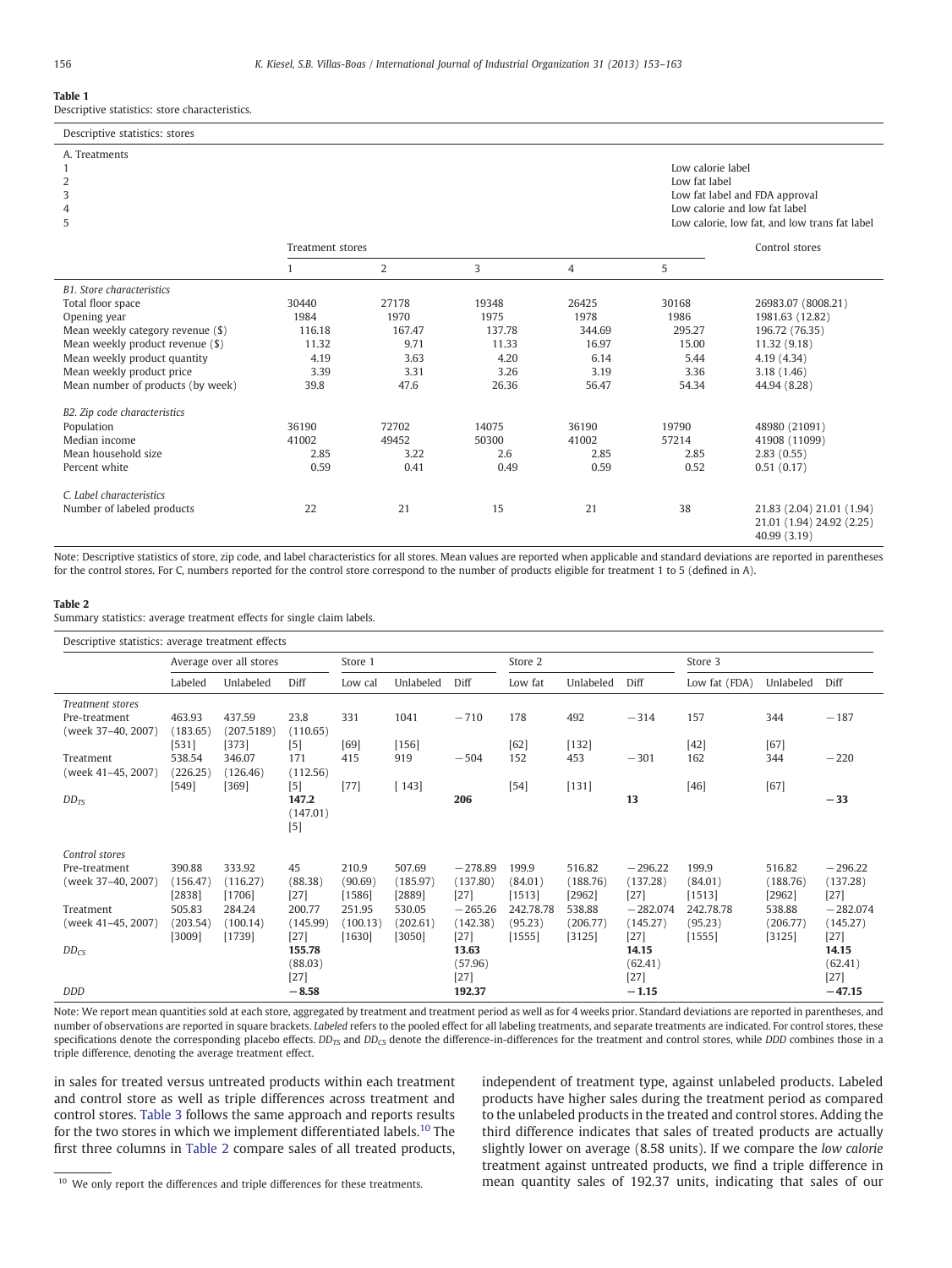**Table 1**
Descriptive statistics: store characteristics.

| Descriptive statistics: stores | | | | | | |
|---|---|---|---|---|---|---|
| A. Treatments | | | | | | |
| 1 | | | | | | Low calorie label |
| 2 | | | | | | Low fat label |
| 3 | | | | | | Low fat label and FDA approval |
| 4 | | | | | | Low calorie and low fat label |
| 5 | | | | | | Low calorie, low fat, and low trans fat label |
| | Treatment stores | | | | | Control stores |
| | 1 | 2 | 3 | 4 | 5 | |
| *B1. Store characteristics* | | | | | | |
| Total floor space | 30440 | 27178 | 19348 | 26425 | 30168 | 26983.07 (8008.21) |
| Opening year | 1984 | 1970 | 1975 | 1978 | 1986 | 1981.63 (12.82) |
| Mean weekly category revenue ($) | 116.18 | 167.47 | 137.78 | 344.69 | 295.27 | 196.72 (76.35) |
| Mean weekly product revenue ($) | 11.32 | 9.71 | 11.33 | 16.97 | 15.00 | 11.32 (9.18) |
| Mean weekly product quantity | 4.19 | 3.63 | 4.20 | 6.14 | 5.44 | 4.19 (4.34) |
| Mean weekly product price | 3.39 | 3.31 | 3.26 | 3.19 | 3.36 | 3.18 (1.46) |
| Mean number of products (by week) | 39.8 | 47.6 | 26.36 | 56.47 | 54.34 | 44.94 (8.28) |
| *B2. Zip code characteristics* | | | | | | |
| Population | 36190 | 72702 | 14075 | 36190 | 19790 | 48980 (21091) |
| Median income | 41002 | 49452 | 50300 | 41002 | 57214 | 41908 (11099) |
| Mean household size | 2.85 | 3.22 | 2.6 | 2.85 | 2.85 | 2.83 (0.55) |
| Percent white | 0.59 | 0.41 | 0.49 | 0.59 | 0.52 | 0.51 (0.17) |
| *C. Label characteristics* | | | | | | |
| Number of labeled products | 22 | 21 | 15 | 21 | 38 | 21.83 (2.04) 21.01 (1.94) 21.01 (1.94) 24.92 (2.25) 40.99 (3.19) |

Note: Descriptive statistics of store, zip code, and label characteristics for all stores. Mean values are reported when applicable and standard deviations are reported in parentheses for the control stores. For C, numbers reported for the control store correspond to the number of products eligible for treatment 1 to 5 (defined in A).

**Table 2**
Summary statistics: average treatment effects for single claim labels.

| Descriptive statistics: average treatment effects | | | | | | | | | | | | |
|---|---|---|---|---|---|---|---|---|---|---|---|---|
| | Average over all stores | | | Store 1 | | | Store 2 | | | Store 3 | | |
| | Labeled | Unlabeled | Diff | Low cal | Unlabeled | Diff | Low fat | Unlabeled | Diff | Low fat (FDA) | Unlabeled | Diff |
| *Treatment stores* | | | | | | | | | | | | |
| Pre-treatment (week 37–40, 2007) | 463.93 (183.65) [531] | 437.59 (207.5189) [373] | 23.8 (110.65) [5] | 331 [69] | 1041 [156] | −710 | 178 [62] | 492 [132] | −314 | 157 [42] | 344 [67] | −187 |
| Treatment (week 41–45, 2007) | 538.54 (226.25) [549] | 346.07 (126.46) [369] | 171 (112.56) [5] | 415 [77] | 919 [ 143] | −504 | 152 [54] | 453 [131] | −301 | 162 [46] | 344 [67] | −220 |
| $DD_{TS}$ | | | **147.2** (147.01) [5] | | | **206** | | | **13** | | | **−33** |
| *Control stores* | | | | | | | | | | | | |
| Pre-treatment (week 37–40, 2007) | 390.88 (156.47) [2838] | 333.92 (116.27) [1706] | 45 (88.38) [27] | 210.9 (90.69) [1586] | 507.69 (185.97) [2889] | −278.89 (137.80) [27] | 199.9 (84.01) [1513] | 516.82 (188.76) [2962] | −296.22 (137.28) [27] | 199.9 (84.01) [1513] | 516.82 (188.76) [2962] | −296.22 (137.28) [27] |
| Treatment (week 41–45, 2007) | 505.83 (203.54) [3009] | 284.24 (100.14) [1739] | 200.77 (145.99) [27] | 251.95 (100.13) [1630] | 530.05 (202.61) [3050] | −265.26 (142.38) [27] | 242.78.78 (95.23) [1555] | 538.88 (206.77) [3125] | −282.074 (145.27) [27] | 242.78.78 (95.23) [1555] | 538.88 (206.77) [3125] | −282.074 (145.27) [27] |
| $DD_{CS}$ | | | **155.78** (88.03) [27] | | | **13.63** (57.96) [27] | | | **14.15** (62.41) [27] | | | **14.15** (62.41) [27] |
| *DDD* | | | **−8.58** | | | **192.37** | | | **−1.15** | | | **−47.15** |

Note: We report mean quantities sold at each store, aggregated by treatment and treatment period as well as for 4 weeks prior. Standard deviations are reported in parentheses, and number of observations are reported in square brackets. *Labeled* refers to the pooled effect for all labeling treatments, and separate treatments are indicated. For control stores, these specifications denote the corresponding placebo effects. $DD_{TS}$ and $DD_{CS}$ denote the difference-in-differences for the treatment and control stores, while *DDD* combines those in a triple difference, denoting the average treatment effect.

in sales for treated versus untreated products within each treatment and control store as well as triple differences across treatment and control stores. Table 3 follows the same approach and reports results for the two stores in which we implement differentiated labels.[10] The first three columns in Table 2 compare sales of all treated products, independent of treatment type, against unlabeled products. Labeled products have higher sales during the treatment period as compared to the unlabeled products in the treated and control stores. Adding the third difference indicates that sales of treated products are actually slightly lower on average (8.58 units). If we compare the *low calorie* treatment against untreated products, we find a triple difference in mean quantity sales of 192.37 units, indicating that sales of our

[10] We only report the differences and triple differences for these treatments.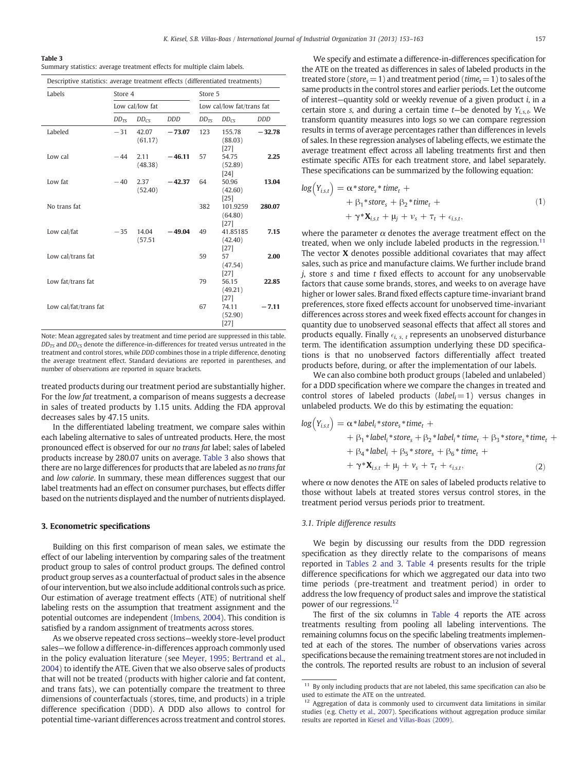**Table 3**
Summary statistics: average treatment effects for multiple claim labels.

| Descriptive statistics: average treatment effects (differentiated treatments) | | | | | | |
|---|---|---|---|---|---|---|
| Labels | Store 4 | | | Store 5 | | |
| | Low cal/low fat | | | Low cal/low fat/trans fat | | |
| | $DD_{TS}$ | $DD_{CS}$ | $DDD$ | $DD_{TS}$ | $DD_{CS}$ | $DDD$ |
| Labeled | −31 | 42.07 (61.17) | **−73.07** | 123 | 155.78 (88.03) [27] | **−32.78** |
| Low cal | −44 | 2.11 (48.38) | **−46.11** | 57 | 54.75 (52.89) [24] | **2.25** |
| Low fat | −40 | 2.37 (52.40) | **−42.37** | 64 | 50.96 (42.60) [25] | **13.04** |
| No trans fat | | | | 382 | 101.9259 (64.80) [27] | **280.07** |
| Low cal/fat | −35 | 14.04 (57.51 | **−49.04** | 49 | 41.85185 (42.40) [27] | **7.15** |
| Low cal/trans fat | | | | 59 | 57 (47.54) [27] | **2.00** |
| Low fat/trans fat | | | | 79 | 56.15 (49.21) [27] | **22.85** |
| Low cal/fat/trans fat | | | | 67 | 74.11 (52.90) [27] | **−7.11** |

Note: Mean aggregated sales by treatment and time period are suppressed in this table. $DD_{TS}$ and $DD_{CS}$ denote the difference-in-differences for treated versus untreated in the treatment and control stores, while $DDD$ combines those in a triple difference, denoting the average treatment effect. Standard deviations are reported in parentheses, and number of observations are reported in square brackets.

treated products during our treatment period are substantially higher. For the *low fat* treatment, a comparison of means suggests a decrease in sales of treated products by 1.15 units. Adding the FDA approval decreases sales by 47.15 units.

In the differentiated labeling treatment, we compare sales within each labeling alternative to sales of untreated products. Here, the most pronounced effect is observed for our *no trans fat* label; sales of labeled products increase by 280.07 units on average. Table 3 also shows that there are no large differences for products that are labeled as *no trans fat* and *low calorie*. In summary, these mean differences suggest that our label treatments had an effect on consumer purchases, but effects differ based on the nutrients displayed and the number of nutrients displayed.

## 3. Econometric specifications

Building on this first comparison of mean sales, we estimate the effect of our labeling intervention by comparing sales of the treatment product group to sales of control product groups. The defined control product group serves as a counterfactual of product sales in the absence of our intervention, but we also include additional controls such as price. Our estimation of average treatment effects (ATE) of nutritional shelf labeling rests on the assumption that treatment assignment and the potential outcomes are independent (Imbens, 2004). This condition is satisfied by a random assignment of treatments across stores.

As we observe repeated cross sections—weekly store-level product sales—we follow a difference-in-differences approach commonly used in the policy evaluation literature (see Meyer, 1995; Bertrand et al., 2004) to identify the ATE. Given that we also observe sales of products that will not be treated (products with higher calorie and fat content, and trans fats), we can potentially compare the treatment to three dimensions of counterfactuals (stores, time, and products) in a triple difference specification (DDD). A DDD also allows to control for potential time-variant differences across treatment and control stores.

We specify and estimate a difference-in-differences specification for the ATE on the treated as differences in sales of labeled products in the treated store ($store_s = 1$) and treatment period ($time_t = 1$) to sales of the same products in the control stores and earlier periods. Let the outcome of interest—quantity sold or weekly revenue of a given product $i$, in a certain store $s$, and during a certain time $t$—be denoted by $Y_{i,s,t}$. We transform quantity measures into logs so we can compare regression results in terms of average percentages rather than differences in levels of sales. In these regression analyses of labeling effects, we estimate the average treatment effect across all labeling treatments first and then estimate specific ATEs for each treatment store, and label separately. These specifications can be summarized by the following equation:

$$\begin{aligned} log\left(Y_{i,s,t}\right) &= \alpha * store_s * time_t + \\ &+ \beta_1 * store_s + \beta_2 * time_t + \\ &+ \gamma * \mathbf{X}_{i,s,t} + \mu_j + \nu_s + \tau_t + \epsilon_{i,s,t}, \end{aligned} \tag{1}$$

where the parameter $\alpha$ denotes the average treatment effect on the treated, when we only include labeled products in the regression.[11] The vector $\mathbf{X}$ denotes possible additional covariates that may affect sales, such as price and manufacture claims. We further include brand $j$, store $s$ and time $t$ fixed effects to account for any unobservable factors that cause some brands, stores, and weeks to on average have higher or lower sales. Brand fixed effects capture time-invariant brand preferences, store fixed effects account for unobserved time-invariant differences across stores and week fixed effects account for changes in quantity due to unobserved seasonal effects that affect all stores and products equally. Finally $\epsilon_{i,s,t}$ represents an unobserved disturbance term. The identification assumption underlying these DD specifications is that no unobserved factors differentially affect treated products before, during, or after the implementation of our labels.

We can also combine both product groups (labeled and unlabeled) for a DDD specification where we compare the changes in treated and control stores of labeled products ($label_i = 1$) versus changes in unlabeled products. We do this by estimating the equation:

$$\begin{aligned} log\left(Y_{i,s,t}\right) &= \alpha * label_i * store_s * time_t + \\ &+ \beta_1 * label_i * store_s + \beta_2 * label_i * time_t + \beta_3 * store_s * time_t + \\ &+ \beta_4 * label_i + \beta_5 * store_s + \beta_6 * time_t + \\ &+ \gamma * \mathbf{X}_{i,s,t} + \mu_j + \nu_s + \tau_t + \epsilon_{i,s,t}, \end{aligned} \tag{2}$$

where $\alpha$ now denotes the ATE on sales of labeled products relative to those without labels at treated stores versus control stores, in the treatment period versus periods prior to treatment.

### 3.1. Triple difference results

We begin by discussing our results from the DDD regression specification as they directly relate to the comparisons of means reported in Tables 2 and 3. Table 4 presents results for the triple difference specifications for which we aggregated our data into two time periods (pre-treatment and treatment period) in order to address the low frequency of product sales and improve the statistical power of our regressions.[12]

The first of the six columns in Table 4 reports the ATE across treatments resulting from pooling all labeling interventions. The remaining columns focus on the specific labeling treatments implemented at each of the stores. The number of observations varies across specifications because the remaining treatment stores are not included in the controls. The reported results are robust to an inclusion of several

---

[11] By only including products that are not labeled, this same specification can also be used to estimate the ATE on the untreated.

[12] Aggregation of data is commonly used to circumvent data limitations in similar studies (e.g. Chetty et al., 2007). Specifications without aggregation produce similar results are reported in Kiesel and Villas-Boas (2009).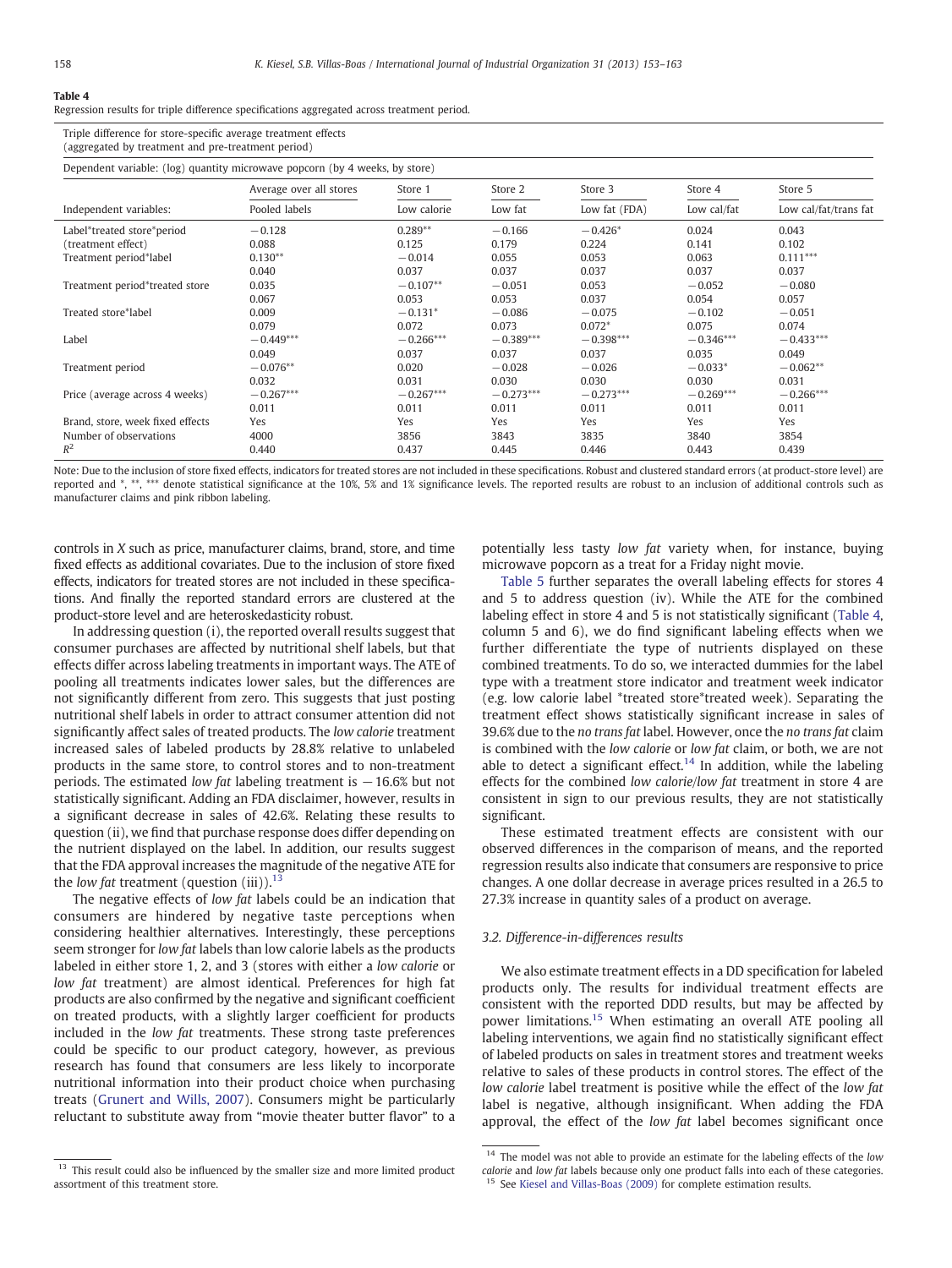**Table 4**
Regression results for triple difference specifications aggregated across treatment period.

Triple difference for store-specific average treatment effects
(aggregated by treatment and pre-treatment period)

Dependent variable: (log) quantity microwave popcorn (by 4 weeks, by store)

| | Average over all stores | Store 1 | Store 2 | Store 3 | Store 4 | Store 5 |
|---|---|---|---|---|---|---|
| Independent variables: | Pooled labels | Low calorie | Low fat | Low fat (FDA) | Low cal/fat | Low cal/fat/trans fat |
| Label*treated store*period | −0.128 | 0.289** | −0.166 | −0.426* | 0.024 | 0.043 |
| (treatment effect) | 0.088 | 0.125 | 0.179 | 0.224 | 0.141 | 0.102 |
| Treatment period*label | 0.130** | −0.014 | 0.055 | 0.053 | 0.063 | 0.111*** |
| | 0.040 | 0.037 | 0.037 | 0.037 | 0.037 | 0.037 |
| Treatment period*treated store | 0.035 | −0.107** | −0.051 | 0.053 | −0.052 | −0.080 |
| | 0.067 | 0.053 | 0.053 | 0.037 | 0.054 | 0.057 |
| Treated store*label | 0.009 | −0.131* | −0.086 | −0.075 | −0.102 | −0.051 |
| | 0.079 | 0.072 | 0.073 | 0.072* | 0.075 | 0.074 |
| Label | −0.449*** | −0.266*** | −0.389*** | −0.398*** | −0.346*** | −0.433*** |
| | 0.049 | 0.037 | 0.037 | 0.037 | 0.035 | 0.049 |
| Treatment period | −0.076** | 0.020 | −0.028 | −0.026 | −0.033* | −0.062** |
| | 0.032 | 0.031 | 0.030 | 0.030 | 0.030 | 0.031 |
| Price (average across 4 weeks) | −0.267*** | −0.267*** | −0.273*** | −0.273*** | −0.269*** | −0.266*** |
| | 0.011 | 0.011 | 0.011 | 0.011 | 0.011 | 0.011 |
| Brand, store, week fixed effects | Yes | Yes | Yes | Yes | Yes | Yes |
| Number of observations | 4000 | 3856 | 3843 | 3835 | 3840 | 3854 |
| $R^2$ | 0.440 | 0.437 | 0.445 | 0.446 | 0.443 | 0.439 |

Note: Due to the inclusion of store fixed effects, indicators for treated stores are not included in these specifications. Robust and clustered standard errors (at product-store level) are reported and *, **, *** denote statistical significance at the 10%, 5% and 1% significance levels. The reported results are robust to an inclusion of additional controls such as manufacturer claims and pink ribbon labeling.

controls in X such as price, manufacturer claims, brand, store, and time fixed effects as additional covariates. Due to the inclusion of store fixed effects, indicators for treated stores are not included in these specifications. And finally the reported standard errors are clustered at the product-store level and are heteroskedasticity robust.

In addressing question (i), the reported overall results suggest that consumer purchases are affected by nutritional shelf labels, but that effects differ across labeling treatments in important ways. The ATE of pooling all treatments indicates lower sales, but the differences are not significantly different from zero. This suggests that just posting nutritional shelf labels in order to attract consumer attention did not significantly affect sales of treated products. The *low calorie* treatment increased sales of labeled products by 28.8% relative to unlabeled products in the same store, to control stores and to non-treatment periods. The estimated *low fat* labeling treatment is −16.6% but not statistically significant. Adding an FDA disclaimer, however, results in a significant decrease in sales of 42.6%. Relating these results to question (ii), we find that purchase response does differ depending on the nutrient displayed on the label. In addition, our results suggest that the FDA approval increases the magnitude of the negative ATE for the *low fat* treatment (question (iii)).[13]

The negative effects of *low fat* labels could be an indication that consumers are hindered by negative taste perceptions when considering healthier alternatives. Interestingly, these perceptions seem stronger for *low fat* labels than low calorie labels as the products labeled in either store 1, 2, and 3 (stores with either a *low calorie* or *low fat* treatment) are almost identical. Preferences for high fat products are also confirmed by the negative and significant coefficient on treated products, with a slightly larger coefficient for products included in the *low fat* treatments. These strong taste preferences could be specific to our product category, however, as previous research has found that consumers are less likely to incorporate nutritional information into their product choice when purchasing treats (Grunert and Wills, 2007). Consumers might be particularly reluctant to substitute away from "movie theater butter flavor" to a potentially less tasty *low fat* variety when, for instance, buying microwave popcorn as a treat for a Friday night movie.

Table 5 further separates the overall labeling effects for stores 4 and 5 to address question (iv). While the ATE for the combined labeling effect in store 4 and 5 is not statistically significant (Table 4, column 5 and 6), we do find significant labeling effects when we further differentiate the type of nutrients displayed on these combined treatments. To do so, we interacted dummies for the label type with a treatment store indicator and treatment week indicator (e.g. low calorie label *treated store*treated week). Separating the treatment effect shows statistically significant increase in sales of 39.6% due to the *no trans fat* label. However, once the *no trans fat* claim is combined with the *low calorie* or *low fat* claim, or both, we are not able to detect a significant effect.[14] In addition, while the labeling effects for the combined *low calorie*/*low fat* treatment in store 4 are consistent in sign to our previous results, they are not statistically significant.

These estimated treatment effects are consistent with our observed differences in the comparison of means, and the reported regression results also indicate that consumers are responsive to price changes. A one dollar decrease in average prices resulted in a 26.5 to 27.3% increase in quantity sales of a product on average.

### 3.2. Difference-in-differences results

We also estimate treatment effects in a DD specification for labeled products only. The results for individual treatment effects are consistent with the reported DDD results, but may be affected by power limitations.[15] When estimating an overall ATE pooling all labeling interventions, we again find no statistically significant effect of labeled products on sales in treatment stores and treatment weeks relative to sales of these products in control stores. The effect of the *low calorie* label treatment is positive while the effect of the *low fat* label is negative, although insignificant. When adding the FDA approval, the effect of the *low fat* label becomes significant once

[13] This result could also be influenced by the smaller size and more limited product assortment of this treatment store.

[14] The model was not able to provide an estimate for the labeling effects of the *low calorie* and *low fat* labels because only one product falls into each of these categories.

[15] See Kiesel and Villas-Boas (2009) for complete estimation results.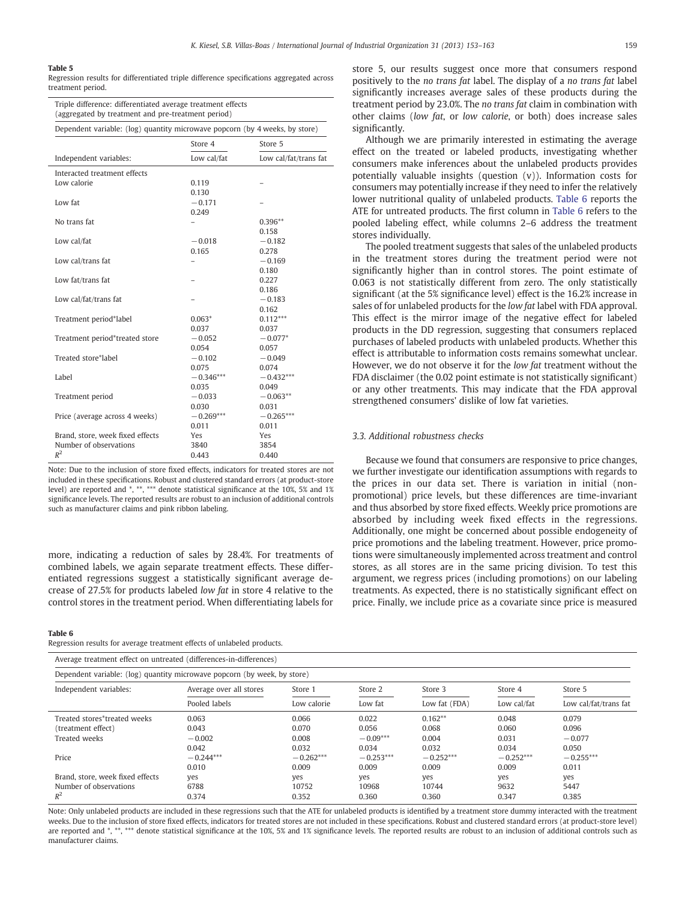**Table 5**
Regression results for differentiated triple difference specifications aggregated across treatment period.

| Triple difference: differentiated average treatment effects (aggregated by treatment and pre-treatment period) | | |
|---|---|---|
| Dependent variable: (log) quantity microwave popcorn (by 4 weeks, by store) | | |
| | Store 4 | Store 5 |
| Independent variables: | Low cal/fat | Low cal/fat/trans fat |
| Interacted treatment effects | | |
| Low calorie | 0.119 | – |
| | 0.130 | |
| Low fat | −0.171 | – |
| | 0.249 | |
| No trans fat | – | 0.396** |
| | | 0.158 |
| Low cal/fat | −0.018 | −0.182 |
| | 0.165 | 0.278 |
| Low cal/trans fat | – | −0.169 |
| | | 0.180 |
| Low fat/trans fat | – | 0.227 |
| | | 0.186 |
| Low cal/fat/trans fat | – | −0.183 |
| | | 0.162 |
| Treatment period*label | 0.063* | 0.112*** |
| | 0.037 | 0.037 |
| Treatment period*treated store | −0.052 | −0.077* |
| | 0.054 | 0.057 |
| Treated store*label | −0.102 | −0.049 |
| | 0.075 | 0.074 |
| Label | −0.346*** | −0.432*** |
| | 0.035 | 0.049 |
| Treatment period | −0.033 | −0.063** |
| | 0.030 | 0.031 |
| Price (average across 4 weeks) | −0.269*** | −0.265*** |
| | 0.011 | 0.011 |
| Brand, store, week fixed effects | Yes | Yes |
| Number of observations | 3840 | 3854 |
| $R^2$ | 0.443 | 0.440 |

Note: Due to the inclusion of store fixed effects, indicators for treated stores are not included in these specifications. Robust and clustered standard errors (at product-store level) are reported and *, **, *** denote statistical significance at the 10%, 5% and 1% significance levels. The reported results are robust to an inclusion of additional controls such as manufacturer claims and pink ribbon labeling.

more, indicating a reduction of sales by 28.4%. For treatments of combined labels, we again separate treatment effects. These differentiated regressions suggest a statistically significant average decrease of 27.5% for products labeled *low fat* in store 4 relative to the control stores in the treatment period. When differentiating labels for store 5, our results suggest once more that consumers respond positively to the *no trans fat* label. The display of a *no trans fat* label significantly increases average sales of these products during the treatment period by 23.0%. The *no trans fat* claim in combination with other claims (*low fat*, or *low calorie*, or both) does increase sales significantly.

Although we are primarily interested in estimating the average effect on the treated or labeled products, investigating whether consumers make inferences about the unlabeled products provides potentially valuable insights (question (v)). Information costs for consumers may potentially increase if they need to infer the relatively lower nutritional quality of unlabeled products. Table 6 reports the ATE for untreated products. The first column in Table 6 refers to the pooled labeling effect, while columns 2–6 address the treatment stores individually.

The pooled treatment suggests that sales of the unlabeled products in the treatment stores during the treatment period were not significantly higher than in control stores. The point estimate of 0.063 is not statistically different from zero. The only statistically significant (at the 5% significance level) effect is the 16.2% increase in sales of for unlabeled products for the *low fat* label with FDA approval. This effect is the mirror image of the negative effect for labeled products in the DD regression, suggesting that consumers replaced purchases of labeled products with unlabeled products. Whether this effect is attributable to information costs remains somewhat unclear. However, we do not observe it for the *low fat* treatment without the FDA disclaimer (the 0.02 point estimate is not statistically significant) or any other treatments. This may indicate that the FDA approval strengthened consumers' dislike of low fat varieties.

### 3.3. Additional robustness checks

Because we found that consumers are responsive to price changes, we further investigate our identification assumptions with regards to the prices in our data set. There is variation in initial (non-promotional) price levels, but these differences are time-invariant and thus absorbed by store fixed effects. Weekly price promotions are absorbed by including week fixed effects in the regressions. Additionally, one might be concerned about possible endogeneity of price promotions and the labeling treatment. However, price promotions were simultaneously implemented across treatment and control stores, as all stores are in the same pricing division. To test this argument, we regress prices (including promotions) on our labeling treatments. As expected, there is no statistically significant effect on price. Finally, we include price as a covariate since price is measured

**Table 6**
Regression results for average treatment effects of unlabeled products.

| Average treatment effect on untreated (differences-in-differences) | | | | | | |
|---|---|---|---|---|---|---|
| Dependent variable: (log) quantity microwave popcorn (by week, by store) | | | | | | |
| Independent variables: | Average over all stores | Store 1 | Store 2 | Store 3 | Store 4 | Store 5 |
| | Pooled labels | Low calorie | Low fat | Low fat (FDA) | Low cal/fat | Low cal/fat/trans fat |
| Treated stores*treated weeks | 0.063 | 0.066 | 0.022 | 0.162** | 0.048 | 0.079 |
| (treatment effect) | 0.043 | 0.070 | 0.056 | 0.068 | 0.060 | 0.096 |
| Treated weeks | −0.002 | 0.008 | −0.09*** | 0.004 | 0.031 | −0.077 |
| | 0.042 | 0.032 | 0.034 | 0.032 | 0.034 | 0.050 |
| Price | −0.244*** | −0.262*** | −0.253*** | −0.252*** | −0.252*** | −0.255*** |
| | 0.010 | 0.009 | 0.009 | 0.009 | 0.009 | 0.011 |
| Brand, store, week fixed effects | yes | yes | yes | yes | yes | yes |
| Number of observations | 6788 | 10752 | 10968 | 10744 | 9632 | 5447 |
| $R^2$ | 0.374 | 0.352 | 0.360 | 0.360 | 0.347 | 0.385 |

Note: Only unlabeled products are included in these regressions such that the ATE for unlabeled products is identified by a treatment store dummy interacted with the treatment weeks. Due to the inclusion of store fixed effects, indicators for treated stores are not included in these specifications. Robust and clustered standard errors (at product-store level) are reported and *, **, *** denote statistical significance at the 10%, 5% and 1% significance levels. The reported results are robust to an inclusion of additional controls such as manufacturer claims.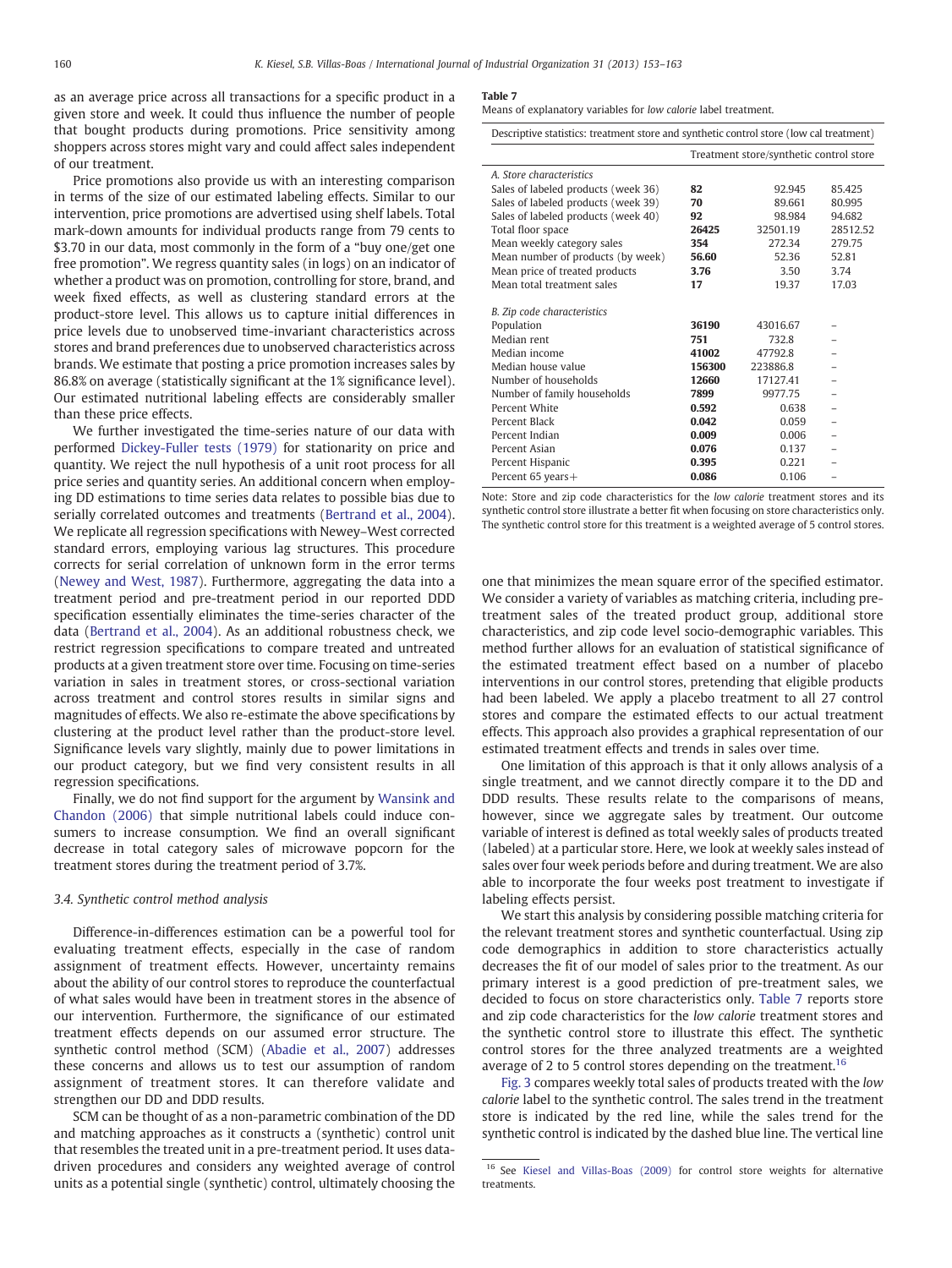as an average price across all transactions for a specific product in a given store and week. It could thus influence the number of people that bought products during promotions. Price sensitivity among shoppers across stores might vary and could affect sales independent of our treatment.

Price promotions also provide us with an interesting comparison in terms of the size of our estimated labeling effects. Similar to our intervention, price promotions are advertised using shelf labels. Total mark-down amounts for individual products range from 79 cents to $3.70 in our data, most commonly in the form of a "buy one/get one free promotion". We regress quantity sales (in logs) on an indicator of whether a product was on promotion, controlling for store, brand, and week fixed effects, as well as clustering standard errors at the product-store level. This allows us to capture initial differences in price levels due to unobserved time-invariant characteristics across stores and brand preferences due to unobserved characteristics across brands. We estimate that posting a price promotion increases sales by 86.8% on average (statistically significant at the 1% significance level). Our estimated nutritional labeling effects are considerably smaller than these price effects.

We further investigated the time-series nature of our data with performed Dickey-Fuller tests (1979) for stationarity on price and quantity. We reject the null hypothesis of a unit root process for all price series and quantity series. An additional concern when employing DD estimations to time series data relates to possible bias due to serially correlated outcomes and treatments (Bertrand et al., 2004). We replicate all regression specifications with Newey–West corrected standard errors, employing various lag structures. This procedure corrects for serial correlation of unknown form in the error terms (Newey and West, 1987). Furthermore, aggregating the data into a treatment period and pre-treatment period in our reported DDD specification essentially eliminates the time-series character of the data (Bertrand et al., 2004). As an additional robustness check, we restrict regression specifications to compare treated and untreated products at a given treatment store over time. Focusing on time-series variation in sales in treatment stores, or cross-sectional variation across treatment and control stores results in similar signs and magnitudes of effects. We also re-estimate the above specifications by clustering at the product level rather than the product-store level. Significance levels vary slightly, mainly due to power limitations in our product category, but we find very consistent results in all regression specifications.

Finally, we do not find support for the argument by Wansink and Chandon (2006) that simple nutritional labels could induce consumers to increase consumption. We find an overall significant decrease in total category sales of microwave popcorn for the treatment stores during the treatment period of 3.7%.

### 3.4. Synthetic control method analysis

Difference-in-differences estimation can be a powerful tool for evaluating treatment effects, especially in the case of random assignment of treatment effects. However, uncertainty remains about the ability of our control stores to reproduce the counterfactual of what sales would have been in treatment stores in the absence of our intervention. Furthermore, the significance of our estimated treatment effects depends on our assumed error structure. The synthetic control method (SCM) (Abadie et al., 2007) addresses these concerns and allows us to test our assumption of random assignment of treatment stores. It can therefore validate and strengthen our DD and DDD results.

SCM can be thought of as a non-parametric combination of the DD and matching approaches as it constructs a (synthetic) control unit that resembles the treated unit in a pre-treatment period. It uses data-driven procedures and considers any weighted average of control units as a potential single (synthetic) control, ultimately choosing the one that minimizes the mean square error of the specified estimator. We consider a variety of variables as matching criteria, including pre-treatment sales of the treated product group, additional store characteristics, and zip code level socio-demographic variables. This method further allows for an evaluation of statistical significance of the estimated treatment effect based on a number of placebo interventions in our control stores, pretending that eligible products had been labeled. We apply a placebo treatment to all 27 control stores and compare the estimated effects to our actual treatment effects. This approach also provides a graphical representation of our estimated treatment effects and trends in sales over time.

**Table 7**
Means of explanatory variables for *low calorie* label treatment.

| Descriptive statistics: treatment store and synthetic control store (low cal treatment) | | | |
|---|---|---|---|
| | Treatment store/synthetic control store | | |
| *A. Store characteristics* | | | |
| Sales of labeled products (week 36) | **82** | 92.945 | 85.425 |
| Sales of labeled products (week 39) | **70** | 89.661 | 80.995 |
| Sales of labeled products (week 40) | **92** | 98.984 | 94.682 |
| Total floor space | **26425** | 32501.19 | 28512.52 |
| Mean weekly category sales | **354** | 272.34 | 279.75 |
| Mean number of products (by week) | **56.60** | 52.36 | 52.81 |
| Mean price of treated products | **3.76** | 3.50 | 3.74 |
| Mean total treatment sales | **17** | 19.37 | 17.03 |
| *B. Zip code characteristics* | | | |
| Population | **36190** | 43016.67 | – |
| Median rent | **751** | 732.8 | – |
| Median income | **41002** | 47792.8 | – |
| Median house value | **156300** | 223886.8 | – |
| Number of households | **12660** | 17127.41 | – |
| Number of family households | **7899** | 9977.75 | – |
| Percent White | **0.592** | 0.638 | – |
| Percent Black | **0.042** | 0.059 | – |
| Percent Indian | **0.009** | 0.006 | – |
| Percent Asian | **0.076** | 0.137 | – |
| Percent Hispanic | **0.395** | 0.221 | – |
| Percent 65 years+ | **0.086** | 0.106 | – |

Note: Store and zip code characteristics for the *low calorie* treatment stores and its synthetic control store illustrate a better fit when focusing on store characteristics only. The synthetic control store for this treatment is a weighted average of 5 control stores.

One limitation of this approach is that it only allows analysis of a single treatment, and we cannot directly compare it to the DD and DDD results. These results relate to the comparisons of means, however, since we aggregate sales by treatment. Our outcome variable of interest is defined as total weekly sales of products treated (labeled) at a particular store. Here, we look at weekly sales instead of sales over four week periods before and during treatment. We are also able to incorporate the four weeks post treatment to investigate if labeling effects persist.

We start this analysis by considering possible matching criteria for the relevant treatment stores and synthetic counterfactual. Using zip code demographics in addition to store characteristics actually decreases the fit of our model of sales prior to the treatment. As our primary interest is a good prediction of pre-treatment sales, we decided to focus on store characteristics only. Table 7 reports store and zip code characteristics for the *low calorie* treatment stores and the synthetic control store to illustrate this effect. The synthetic control stores for the three analyzed treatments are a weighted average of 2 to 5 control stores depending on the treatment.[16]

Fig. 3 compares weekly total sales of products treated with the *low calorie* label to the synthetic control. The sales trend in the treatment store is indicated by the red line, while the sales trend for the synthetic control is indicated by the dashed blue line. The vertical line

[16] See Kiesel and Villas-Boas (2009) for control store weights for alternative treatments.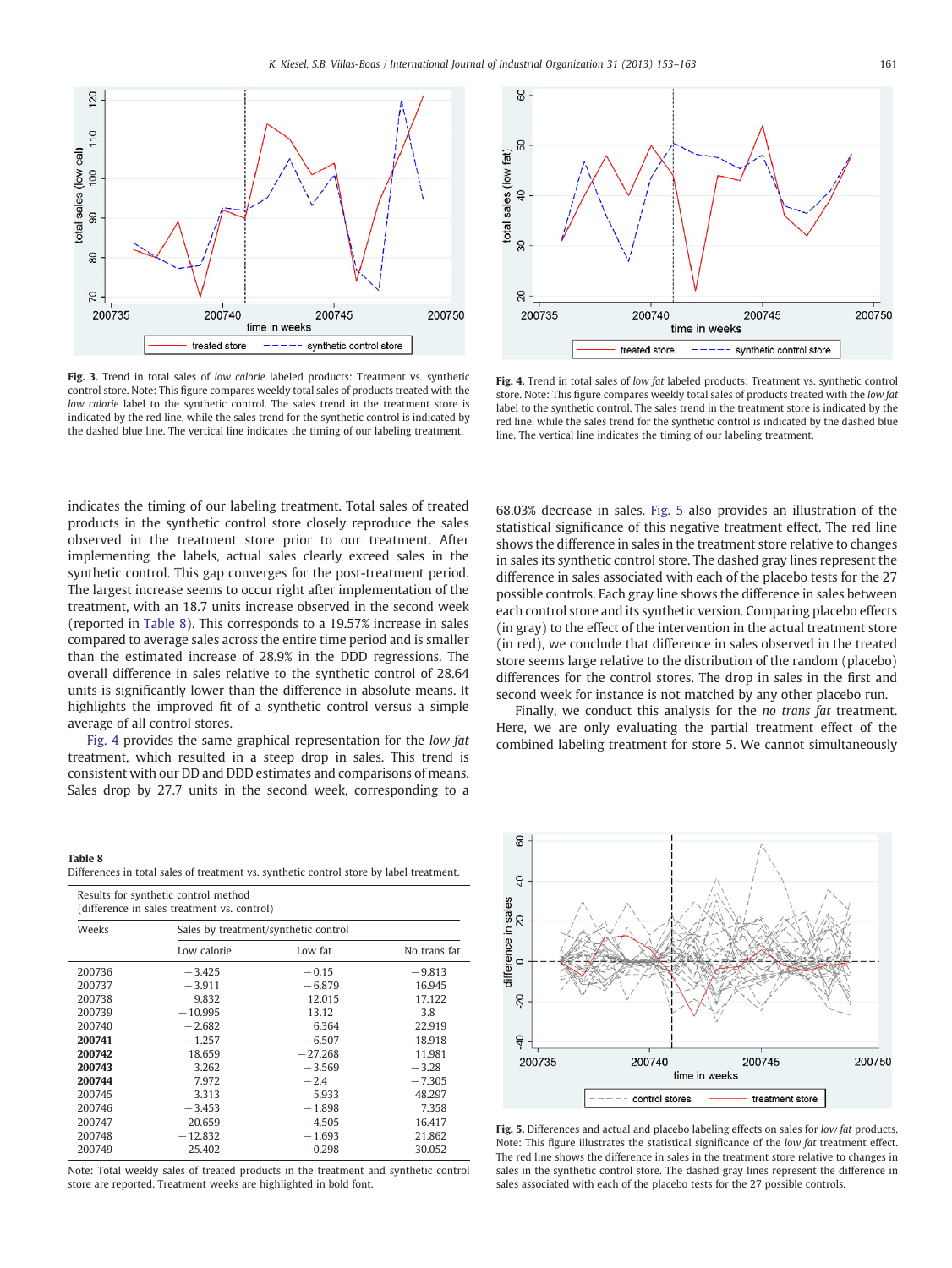total sales (low cal)
120
110
100
90
80
70
200735
200740
200745
200750
time in weeks
treated store
synthetic control store

**Fig. 3.** Trend in total sales of *low calorie* labeled products: Treatment vs. synthetic control store. Note: This figure compares weekly total sales of products treated with the *low calorie* label to the synthetic control. The sales trend in the treatment store is indicated by the red line, while the sales trend for the synthetic control is indicated by the dashed blue line. The vertical line indicates the timing of our labeling treatment.

total sales (low fat)
60
50
40
30
20
200735
200740
200745
200750
time in weeks
treated store
synthetic control store

**Fig. 4.** Trend in total sales of *low fat* labeled products: Treatment vs. synthetic control store. Note: This figure compares weekly total sales of products treated with the *low fat* label to the synthetic control. The sales trend in the treatment store is indicated by the red line, while the sales trend for the synthetic control is indicated by the dashed blue line. The vertical line indicates the timing of our labeling treatment.

indicates the timing of our labeling treatment. Total sales of treated products in the synthetic control store closely reproduce the sales observed in the treatment store prior to our treatment. After implementing the labels, actual sales clearly exceed sales in the synthetic control. This gap converges for the post-treatment period. The largest increase seems to occur right after implementation of the treatment, with an 18.7 units increase observed in the second week (reported in Table 8). This corresponds to a 19.57% increase in sales compared to average sales across the entire time period and is smaller than the estimated increase of 28.9% in the DDD regressions. The overall difference in sales relative to the synthetic control of 28.64 units is significantly lower than the difference in absolute means. It highlights the improved fit of a synthetic control versus a simple average of all control stores.

Fig. 4 provides the same graphical representation for the *low fat* treatment, which resulted in a steep drop in sales. This trend is consistent with our DD and DDD estimates and comparisons of means. Sales drop by 27.7 units in the second week, corresponding to a 68.03% decrease in sales. Fig. 5 also provides an illustration of the statistical significance of this negative treatment effect. The red line shows the difference in sales in the treatment store relative to changes in sales its synthetic control store. The dashed gray lines represent the difference in sales associated with each of the placebo tests for the 27 possible controls. Each gray line shows the difference in sales between each control store and its synthetic version. Comparing placebo effects (in gray) to the effect of the intervention in the actual treatment store (in red), we conclude that difference in sales observed in the treated store seems large relative to the distribution of the random (placebo) differences for the control stores. The drop in sales in the first and second week for instance is not matched by any other placebo run.

Finally, we conduct this analysis for the *no trans fat* treatment. Here, we are only evaluating the partial treatment effect of the combined labeling treatment for store 5. We cannot simultaneously

**Table 8**
Differences in total sales of treatment vs. synthetic control store by label treatment.

| Results for synthetic control method (difference in sales treatment vs. control) | | | |
|---|---|---|---|
| Weeks | Sales by treatment/synthetic control | | |
| | Low calorie | Low fat | No trans fat |
| 200736 | −3.425 | −0.15 | −9.813 |
| 200737 | −3.911 | −6.879 | 16.945 |
| 200738 | 9.832 | 12.015 | 17.122 |
| 200739 | −10.995 | 13.12 | 3.8 |
| 200740 | −2.682 | 6.364 | 22.919 |
| **200741** | −1.257 | −6.507 | −18.918 |
| **200742** | 18.659 | −27.268 | 11.981 |
| **200743** | 3.262 | −3.569 | −3.28 |
| **200744** | 7.972 | −2.4 | −7.305 |
| 200745 | 3.313 | 5.933 | 48.297 |
| 200746 | −3.453 | −1.898 | 7.358 |
| 200747 | 20.659 | −4.505 | 16.417 |
| 200748 | −12.832 | −1.693 | 21.862 |
| 200749 | 25.402 | −0.298 | 30.052 |

Note: Total weekly sales of treated products in the treatment and synthetic control store are reported. Treatment weeks are highlighted in bold font.

difference in sales
60
40
20
0
-20
-40
200735
200740
200745
200750
time in weeks
control stores
treatment store

**Fig. 5.** Differences and actual and placebo labeling effects on sales for *low fat* products. Note: This figure illustrates the statistical significance of the *low fat* treatment effect. The red line shows the difference in sales in the treatment store relative to changes in sales in the synthetic control store. The dashed gray lines represent the difference in sales associated with each of the placebo tests for the 27 possible controls.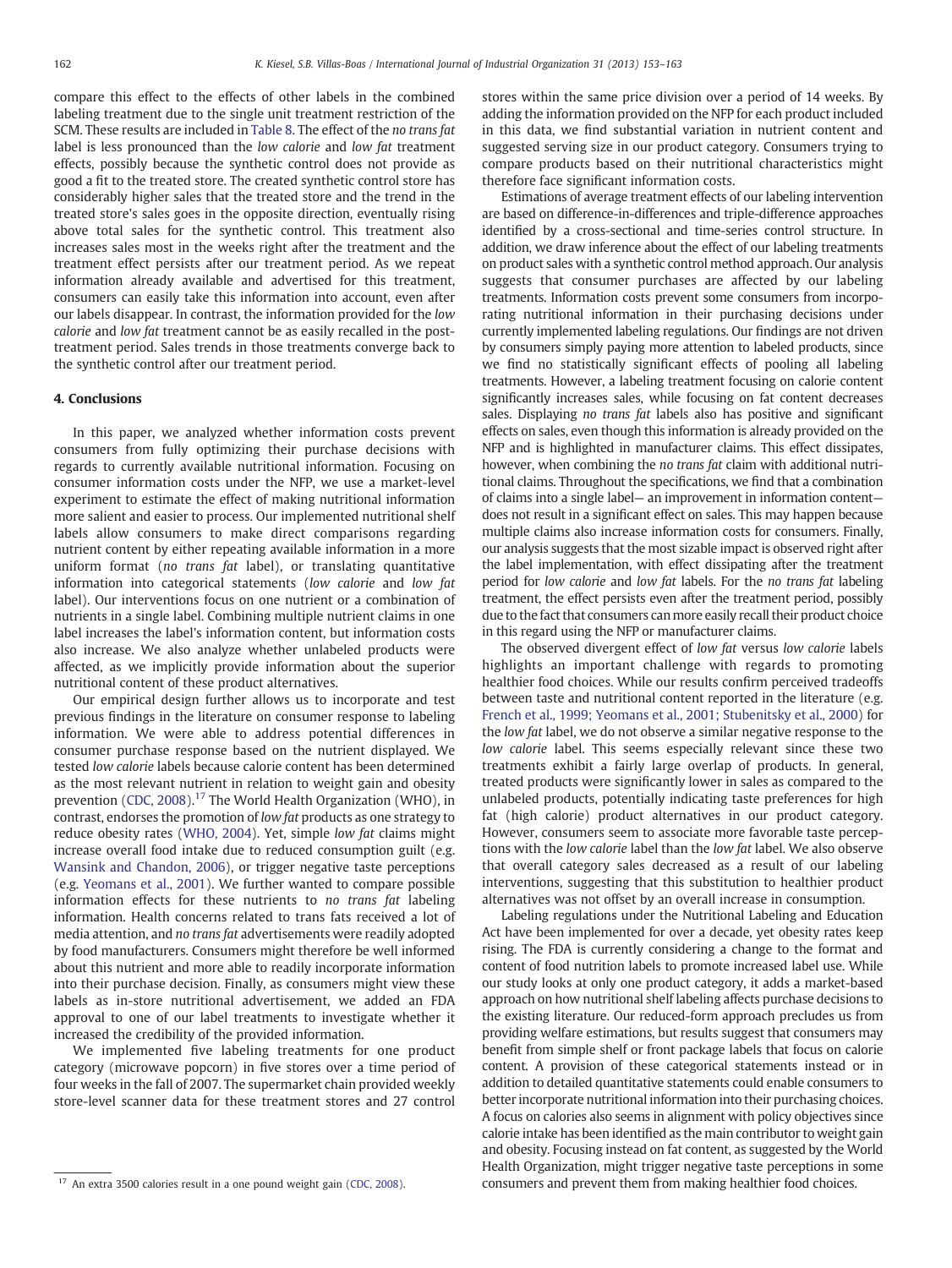compare this effect to the effects of other labels in the combined labeling treatment due to the single unit treatment restriction of the SCM. These results are included in Table 8. The effect of the *no trans fat* label is less pronounced than the *low calorie* and *low fat* treatment effects, possibly because the synthetic control does not provide as good a fit to the treated store. The created synthetic control store has considerably higher sales that the treated store and the trend in the treated store's sales goes in the opposite direction, eventually rising above total sales for the synthetic control. This treatment also increases sales most in the weeks right after the treatment and the treatment effect persists after our treatment period. As we repeat information already available and advertised for this treatment, consumers can easily take this information into account, even after our labels disappear. In contrast, the information provided for the *low calorie* and *low fat* treatment cannot be as easily recalled in the post-treatment period. Sales trends in those treatments converge back to the synthetic control after our treatment period.

## 4. Conclusions

In this paper, we analyzed whether information costs prevent consumers from fully optimizing their purchase decisions with regards to currently available nutritional information. Focusing on consumer information costs under the NFP, we use a market-level experiment to estimate the effect of making nutritional information more salient and easier to process. Our implemented nutritional shelf labels allow consumers to make direct comparisons regarding nutrient content by either repeating available information in a more uniform format (*no trans fat* label), or translating quantitative information into categorical statements (*low calorie* and *low fat* label). Our interventions focus on one nutrient or a combination of nutrients in a single label. Combining multiple nutrient claims in one label increases the label's information content, but information costs also increase. We also analyze whether unlabeled products were affected, as we implicitly provide information about the superior nutritional content of these product alternatives.

Our empirical design further allows us to incorporate and test previous findings in the literature on consumer response to labeling information. We were able to address potential differences in consumer purchase response based on the nutrient displayed. We tested *low calorie* labels because calorie content has been determined as the most relevant nutrient in relation to weight gain and obesity prevention (CDC, 2008).[17] The World Health Organization (WHO), in contrast, endorses the promotion of *low fat* products as one strategy to reduce obesity rates (WHO, 2004). Yet, simple *low fat* claims might increase overall food intake due to reduced consumption guilt (e.g. Wansink and Chandon, 2006), or trigger negative taste perceptions (e.g. Yeomans et al., 2001). We further wanted to compare possible information effects for these nutrients to *no trans fat* labeling information. Health concerns related to trans fats received a lot of media attention, and *no trans fat* advertisements were readily adopted by food manufacturers. Consumers might therefore be well informed about this nutrient and more able to readily incorporate information into their purchase decision. Finally, as consumers might view these labels as in-store nutritional advertisement, we added an FDA approval to one of our label treatments to investigate whether it increased the credibility of the provided information.

We implemented five labeling treatments for one product category (microwave popcorn) in five stores over a time period of four weeks in the fall of 2007. The supermarket chain provided weekly store-level scanner data for these treatment stores and 27 control stores within the same price division over a period of 14 weeks. By adding the information provided on the NFP for each product included in this data, we find substantial variation in nutrient content and suggested serving size in our product category. Consumers trying to compare products based on their nutritional characteristics might therefore face significant information costs.

Estimations of average treatment effects of our labeling intervention are based on difference-in-differences and triple-difference approaches identified by a cross-sectional and time-series control structure. In addition, we draw inference about the effect of our labeling treatments on product sales with a synthetic control method approach. Our analysis suggests that consumer purchases are affected by our labeling treatments. Information costs prevent some consumers from incorporating nutritional information in their purchasing decisions under currently implemented labeling regulations. Our findings are not driven by consumers simply paying more attention to labeled products, since we find no statistically significant effects of pooling all labeling treatments. However, a labeling treatment focusing on calorie content significantly increases sales, while focusing on fat content decreases sales. Displaying *no trans fat* labels also has positive and significant effects on sales, even though this information is already provided on the NFP and is highlighted in manufacturer claims. This effect dissipates, however, when combining the *no trans fat* claim with additional nutritional claims. Throughout the specifications, we find that a combination of claims into a single label— an improvement in information content— does not result in a significant effect on sales. This may happen because multiple claims also increase information costs for consumers. Finally, our analysis suggests that the most sizable impact is observed right after the label implementation, with effect dissipating after the treatment period for *low calorie* and *low fat* labels. For the *no trans fat* labeling treatment, the effect persists even after the treatment period, possibly due to the fact that consumers can more easily recall their product choice in this regard using the NFP or manufacturer claims.

The observed divergent effect of *low fat* versus *low calorie* labels highlights an important challenge with regards to promoting healthier food choices. While our results confirm perceived tradeoffs between taste and nutritional content reported in the literature (e.g. French et al., 1999; Yeomans et al., 2001; Stubenitsky et al., 2000) for the *low fat* label, we do not observe a similar negative response to the *low calorie* label. This seems especially relevant since these two treatments exhibit a fairly large overlap of products. In general, treated products were significantly lower in sales as compared to the unlabeled products, potentially indicating taste preferences for high fat (high calorie) product alternatives in our product category. However, consumers seem to associate more favorable taste perceptions with the *low calorie* label than the *low fat* label. We also observe that overall category sales decreased as a result of our labeling interventions, suggesting that this substitution to healthier product alternatives was not offset by an overall increase in consumption.

Labeling regulations under the Nutritional Labeling and Education Act have been implemented for over a decade, yet obesity rates keep rising. The FDA is currently considering a change to the format and content of food nutrition labels to promote increased label use. While our study looks at only one product category, it adds a market-based approach on how nutritional shelf labeling affects purchase decisions to the existing literature. Our reduced-form approach precludes us from providing welfare estimations, but results suggest that consumers may benefit from simple shelf or front package labels that focus on calorie content. A provision of these categorical statements instead or in addition to detailed quantitative statements could enable consumers to better incorporate nutritional information into their purchasing choices. A focus on calories also seems in alignment with policy objectives since calorie intake has been identified as the main contributor to weight gain and obesity. Focusing instead on fat content, as suggested by the World Health Organization, might trigger negative taste perceptions in some consumers and prevent them from making healthier food choices.

[17] An extra 3500 calories result in a one pound weight gain (CDC, 2008).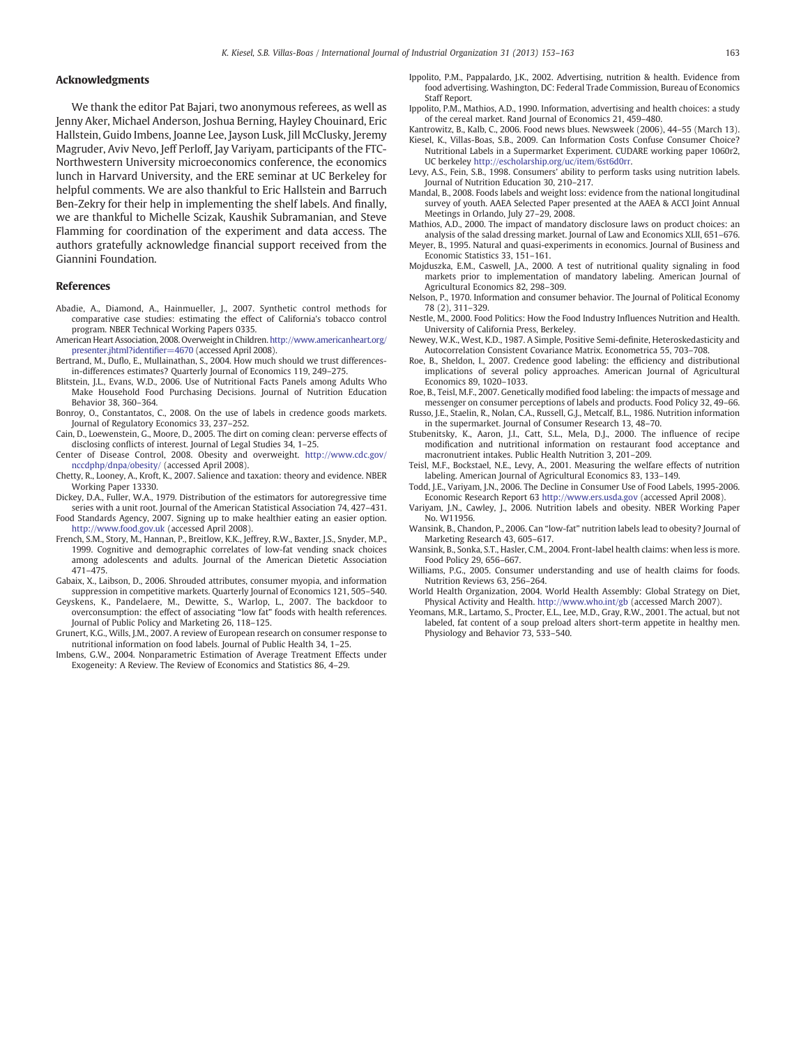## Acknowledgments

We thank the editor Pat Bajari, two anonymous referees, as well as Jenny Aker, Michael Anderson, Joshua Berning, Hayley Chouinard, Eric Hallstein, Guido Imbens, Joanne Lee, Jayson Lusk, Jill McClusky, Jeremy Magruder, Aviv Nevo, Jeff Perloff, Jay Variyam, participants of the FTC-Northwestern University microeconomics conference, the economics lunch in Harvard University, and the ERE seminar at UC Berkeley for helpful comments. We are also thankful to Eric Hallstein and Barruch Ben-Zekry for their help in implementing the shelf labels. And finally, we are thankful to Michelle Scizak, Kaushik Subramanian, and Steve Flamming for coordination of the experiment and data access. The authors gratefully acknowledge financial support received from the Giannini Foundation.

## References

Abadie, A., Diamond, A., Hainmueller, J., 2007. Synthetic control methods for comparative case studies: estimating the effect of California's tobacco control program. NBER Technical Working Papers 0335.

American Heart Association, 2008. Overweight in Children. http://www.americanheart.org/presenter.jhtml?identifier=4670 (accessed April 2008).

Bertrand, M., Duflo, E., Mullainathan, S., 2004. How much should we trust differences-in-differences estimates? Quarterly Journal of Economics 119, 249–275.

Blitstein, J.L., Evans, W.D., 2006. Use of Nutritional Facts Panels among Adults Who Make Household Food Purchasing Decisions. Journal of Nutrition Education Behavior 38, 360–364.

Bonroy, O., Constantatos, C., 2008. On the use of labels in credence goods markets. Journal of Regulatory Economics 33, 237–252.

Cain, D., Loewenstein, G., Moore, D., 2005. The dirt on coming clean: perverse effects of disclosing conflicts of interest. Journal of Legal Studies 34, 1–25.

Center of Disease Control, 2008. Obesity and overweight. http://www.cdc.gov/nccdphp/dnpa/obesity/ (accessed April 2008).

Chetty, R., Looney, A., Kroft, K., 2007. Salience and taxation: theory and evidence. NBER Working Paper 13330.

Dickey, D.A., Fuller, W.A., 1979. Distribution of the estimators for autoregressive time series with a unit root. Journal of the American Statistical Association 74, 427–431.

Food Standards Agency, 2007. Signing up to make healthier eating an easier option. http://www.food.gov.uk (accessed April 2008).

French, S.M., Story, M., Hannan, P., Breitlow, K.K., Jeffrey, R.W., Baxter, J.S., Snyder, M.P., 1999. Cognitive and demographic correlates of low-fat vending snack choices among adolescents and adults. Journal of the American Dietetic Association 471–475.

Gabaix, X., Laibson, D., 2006. Shrouded attributes, consumer myopia, and information suppression in competitive markets. Quarterly Journal of Economics 121, 505–540.

Geyskens, K., Pandelaere, M., Dewitte, S., Warlop, L., 2007. The backdoor to overconsumption: the effect of associating "low fat" foods with health references. Journal of Public Policy and Marketing 26, 118–125.

Grunert, K.G., Wills, J.M., 2007. A review of European research on consumer response to nutritional information on food labels. Journal of Public Health 34, 1–25.

Imbens, G.W., 2004. Nonparametric Estimation of Average Treatment Effects under Exogeneity: A Review. The Review of Economics and Statistics 86, 4–29.

Ippolito, P.M., Pappalardo, J.K., 2002. Advertising, nutrition & health. Evidence from food advertising. Washington, DC: Federal Trade Commission, Bureau of Economics Staff Report.

Ippolito, P.M., Mathios, A.D., 1990. Information, advertising and health choices: a study of the cereal market. Rand Journal of Economics 21, 459–480.

Kantrowitz, B., Kalb, C., 2006. Food news blues. Newsweek (2006), 44–55 (March 13).

Kiesel, K., Villas-Boas, S.B., 2009. Can Information Costs Confuse Consumer Choice? Nutritional Labels in a Supermarket Experiment. CUDARE working paper 1060r2, UC berkeley http://escholarship.org/uc/item/6st6d0rr.

Levy, A.S., Fein, S.B., 1998. Consumers' ability to perform tasks using nutrition labels. Journal of Nutrition Education 30, 210–217.

Mandal, B., 2008. Foods labels and weight loss: evidence from the national longitudinal survey of youth. AAEA Selected Paper presented at the AAEA & ACCI Joint Annual Meetings in Orlando, July 27–29, 2008.

Mathios, A.D., 2000. The impact of mandatory disclosure laws on product choices: an analysis of the salad dressing market. Journal of Law and Economics XLII, 651–676.

Meyer, B., 1995. Natural and quasi-experiments in economics. Journal of Business and Economic Statistics 33, 151–161.

Mojduszka, E.M., Caswell, J.A., 2000. A test of nutritional quality signaling in food markets prior to implementation of mandatory labeling. American Journal of Agricultural Economics 82, 298–309.

Nelson, P., 1970. Information and consumer behavior. The Journal of Political Economy 78 (2), 311–329.

Nestle, M., 2000. Food Politics: How the Food Industry Influences Nutrition and Health. University of California Press, Berkeley.

Newey, W.K., West, K.D., 1987. A Simple, Positive Semi-definite, Heteroskedasticity and Autocorrelation Consistent Covariance Matrix. Econometrica 55, 703–708.

Roe, B., Sheldon, I., 2007. Credence good labeling: the efficiency and distributional implications of several policy approaches. American Journal of Agricultural Economics 89, 1020–1033.

Roe, B., Teisl, M.F., 2007. Genetically modified food labeling: the impacts of message and messenger on consumer perceptions of labels and products. Food Policy 32, 49–66.

Russo, J.E., Staelin, R., Nolan, C.A., Russell, G.J., Metcalf, B.L., 1986. Nutrition information in the supermarket. Journal of Consumer Research 13, 48–70.

Stubenitsky, K., Aaron, J.I., Catt, S.L., Mela, D.J., 2000. The influence of recipe modification and nutritional information on restaurant food acceptance and macronutrient intakes. Public Health Nutrition 3, 201–209.

Teisl, M.F., Bockstael, N.E., Levy, A., 2001. Measuring the welfare effects of nutrition labeling. American Journal of Agricultural Economics 83, 133–149.

Todd, J.E., Variyam, J.N., 2006. The Decline in Consumer Use of Food Labels, 1995-2006. Economic Research Report 63 http://www.ers.usda.gov (accessed April 2008).

Variyam, J.N., Cawley, J., 2006. Nutrition labels and obesity. NBER Working Paper No. W11956.

Wansink, B., Chandon, P., 2006. Can "low-fat" nutrition labels lead to obesity? Journal of Marketing Research 43, 605–617.

Wansink, B., Sonka, S.T., Hasler, C.M., 2004. Front-label health claims: when less is more. Food Policy 29, 656–667.

Williams, P.G., 2005. Consumer understanding and use of health claims for foods. Nutrition Reviews 63, 256–264.

World Health Organization, 2004. World Health Assembly: Global Strategy on Diet, Physical Activity and Health. http://www.who.int/gb (accessed March 2007).

Yeomans, M.R., Lartamo, S., Procter, E.L., Lee, M.D., Gray, R.W., 2001. The actual, but not labeled, fat content of a soup preload alters short-term appetite in healthy men. Physiology and Behavior 73, 533–540.